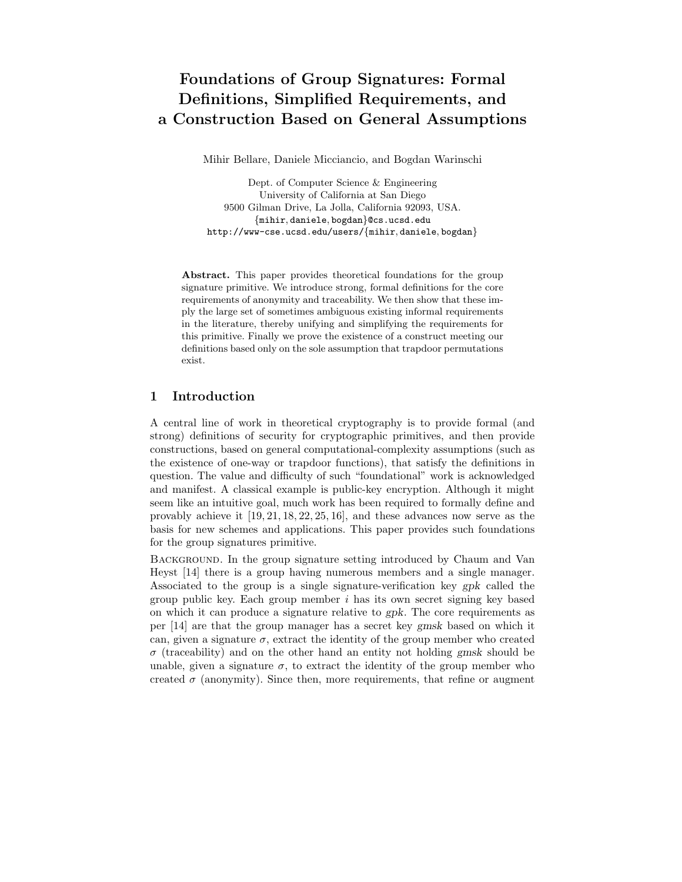# Foundations of Group Signatures: Formal Definitions, Simplified Requirements, and a Construction Based on General Assumptions

Mihir Bellare, Daniele Micciancio, and Bogdan Warinschi

Dept. of Computer Science & Engineering
University of California at San Diego
9500 Gilman Drive, La Jolla, California 92093, USA.
{mihir, daniele, bogdan}@cs.ucsd.edu
http://www-cse.ucsd.edu/users/{mihir, daniele, bogdan}

**Abstract.** This paper provides theoretical foundations for the group signature primitive. We introduce strong, formal definitions for the core requirements of anonymity and traceability. We then show that these imply the large set of sometimes ambiguous existing informal requirements in the literature, thereby unifying and simplifying the requirements for this primitive. Finally we prove the existence of a construct meeting our definitions based only on the sole assumption that trapdoor permutations exist.

## 1 Introduction

A central line of work in theoretical cryptography is to provide formal (and strong) definitions of security for cryptographic primitives, and then provide constructions, based on general computational-complexity assumptions (such as the existence of one-way or trapdoor functions), that satisfy the definitions in question. The value and difficulty of such "foundational" work is acknowledged and manifest. A classical example is public-key encryption. Although it might seem like an intuitive goal, much work has been required to formally define and provably achieve it [19, 21, 18, 22, 25, 16], and these advances now serve as the basis for new schemes and applications. This paper provides such foundations for the group signatures primitive.

Background. In the group signature setting introduced by Chaum and Van Heyst [14] there is a group having numerous members and a single manager. Associated to the group is a single signature-verification key *gpk* called the group public key. Each group member $i$ has its own secret signing key based on which it can produce a signature relative to *gpk*. The core requirements as per [14] are that the group manager has a secret key *gmsk* based on which it can, given a signature $\sigma$, extract the identity of the group member who created $\sigma$ (traceability) and on the other hand an entity not holding *gmsk* should be unable, given a signature $\sigma$, to extract the identity of the group member who created $\sigma$ (anonymity). Since then, more requirements, that refine or augment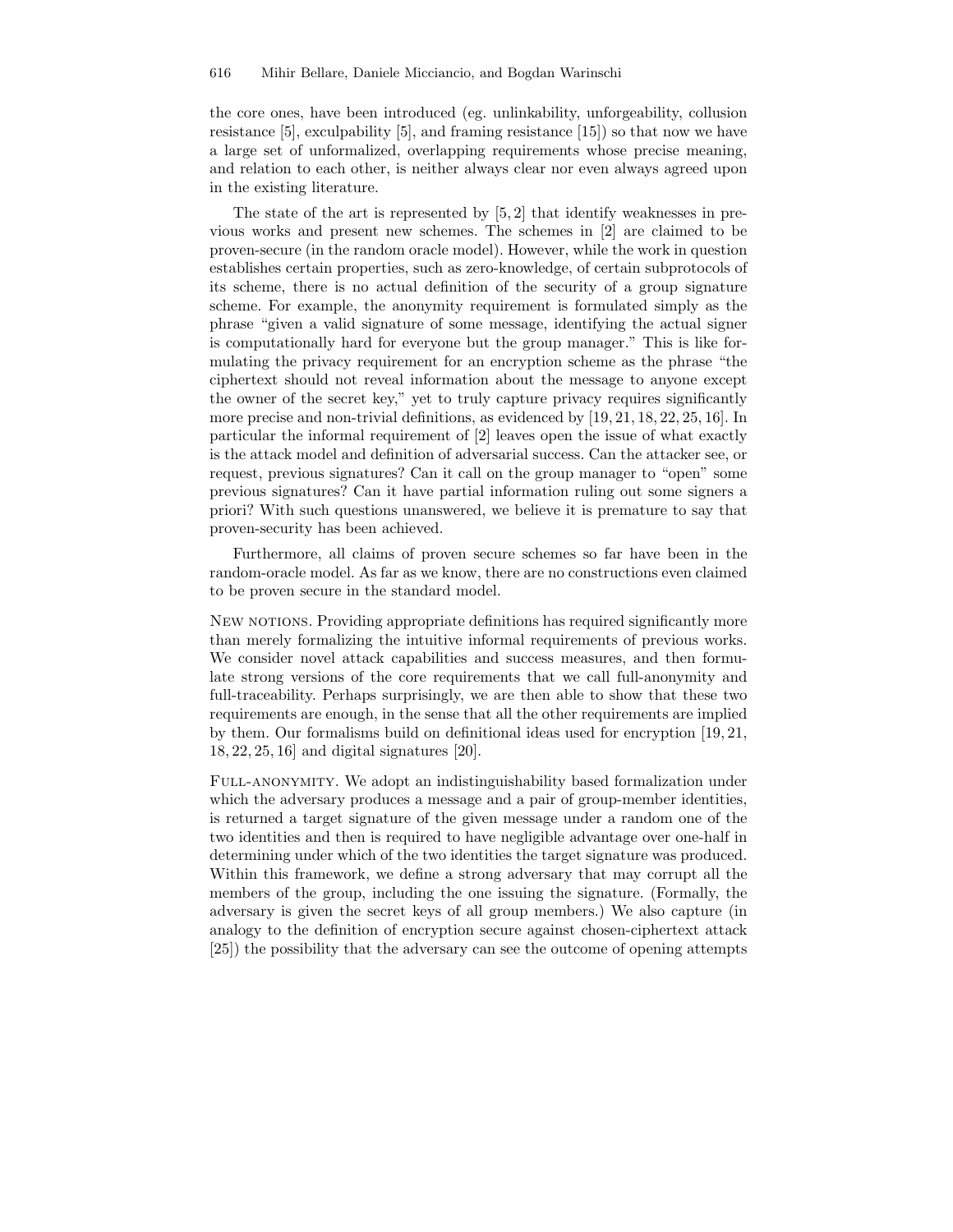the core ones, have been introduced (eg. unlinkability, unforgeability, collusion resistance [5], exculpability [5], and framing resistance [15]) so that now we have a large set of unformalized, overlapping requirements whose precise meaning, and relation to each other, is neither always clear nor even always agreed upon in the existing literature.

The state of the art is represented by [5, 2] that identify weaknesses in previous works and present new schemes. The schemes in [2] are claimed to be proven-secure (in the random oracle model). However, while the work in question establishes certain properties, such as zero-knowledge, of certain subprotocols of its scheme, there is no actual definition of the security of a group signature scheme. For example, the anonymity requirement is formulated simply as the phrase "given a valid signature of some message, identifying the actual signer is computationally hard for everyone but the group manager." This is like formulating the privacy requirement for an encryption scheme as the phrase "the ciphertext should not reveal information about the message to anyone except the owner of the secret key," yet to truly capture privacy requires significantly more precise and non-trivial definitions, as evidenced by [19, 21, 18, 22, 25, 16]. In particular the informal requirement of [2] leaves open the issue of what exactly is the attack model and definition of adversarial success. Can the attacker see, or request, previous signatures? Can it call on the group manager to "open" some previous signatures? Can it have partial information ruling out some signers a priori? With such questions unanswered, we believe it is premature to say that proven-security has been achieved.

Furthermore, all claims of proven secure schemes so far have been in the random-oracle model. As far as we know, there are no constructions even claimed to be proven secure in the standard model.

New notions. Providing appropriate definitions has required significantly more than merely formalizing the intuitive informal requirements of previous works. We consider novel attack capabilities and success measures, and then formulate strong versions of the core requirements that we call full-anonymity and full-traceability. Perhaps surprisingly, we are then able to show that these two requirements are enough, in the sense that all the other requirements are implied by them. Our formalisms build on definitional ideas used for encryption [19, 21, 18, 22, 25, 16] and digital signatures [20].

Full-anonymity. We adopt an indistinguishability based formalization under which the adversary produces a message and a pair of group-member identities, is returned a target signature of the given message under a random one of the two identities and then is required to have negligible advantage over one-half in determining under which of the two identities the target signature was produced. Within this framework, we define a strong adversary that may corrupt all the members of the group, including the one issuing the signature. (Formally, the adversary is given the secret keys of all group members.) We also capture (in analogy to the definition of encryption secure against chosen-ciphertext attack [25]) the possibility that the adversary can see the outcome of opening attempts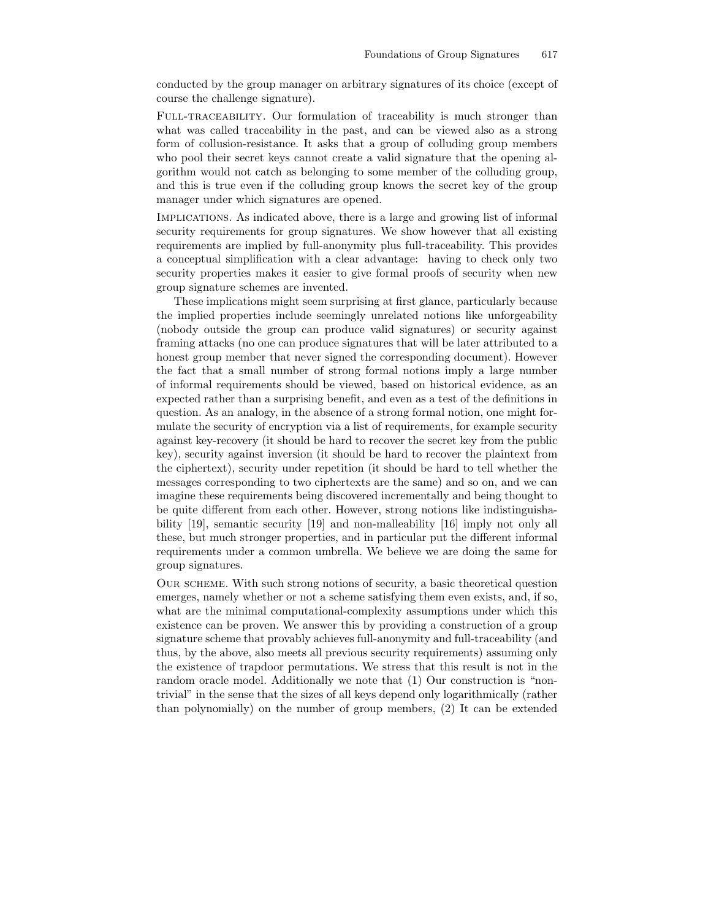conducted by the group manager on arbitrary signatures of its choice (except of course the challenge signature).

Full-traceability. Our formulation of traceability is much stronger than what was called traceability in the past, and can be viewed also as a strong form of collusion-resistance. It asks that a group of colluding group members who pool their secret keys cannot create a valid signature that the opening algorithm would not catch as belonging to some member of the colluding group, and this is true even if the colluding group knows the secret key of the group manager under which signatures are opened.

Implications. As indicated above, there is a large and growing list of informal security requirements for group signatures. We show however that all existing requirements are implied by full-anonymity plus full-traceability. This provides a conceptual simplification with a clear advantage: having to check only two security properties makes it easier to give formal proofs of security when new group signature schemes are invented.

These implications might seem surprising at first glance, particularly because the implied properties include seemingly unrelated notions like unforgeability (nobody outside the group can produce valid signatures) or security against framing attacks (no one can produce signatures that will be later attributed to a honest group member that never signed the corresponding document). However the fact that a small number of strong formal notions imply a large number of informal requirements should be viewed, based on historical evidence, as an expected rather than a surprising benefit, and even as a test of the definitions in question. As an analogy, in the absence of a strong formal notion, one might formulate the security of encryption via a list of requirements, for example security against key-recovery (it should be hard to recover the secret key from the public key), security against inversion (it should be hard to recover the plaintext from the ciphertext), security under repetition (it should be hard to tell whether the messages corresponding to two ciphertexts are the same) and so on, and we can imagine these requirements being discovered incrementally and being thought to be quite different from each other. However, strong notions like indistinguishability [19], semantic security [19] and non-malleability [16] imply not only all these, but much stronger properties, and in particular put the different informal requirements under a common umbrella. We believe we are doing the same for group signatures.

Our scheme. With such strong notions of security, a basic theoretical question emerges, namely whether or not a scheme satisfying them even exists, and, if so, what are the minimal computational-complexity assumptions under which this existence can be proven. We answer this by providing a construction of a group signature scheme that provably achieves full-anonymity and full-traceability (and thus, by the above, also meets all previous security requirements) assuming only the existence of trapdoor permutations. We stress that this result is not in the random oracle model. Additionally we note that (1) Our construction is "non-trivial" in the sense that the sizes of all keys depend only logarithmically (rather than polynomially) on the number of group members, (2) It can be extended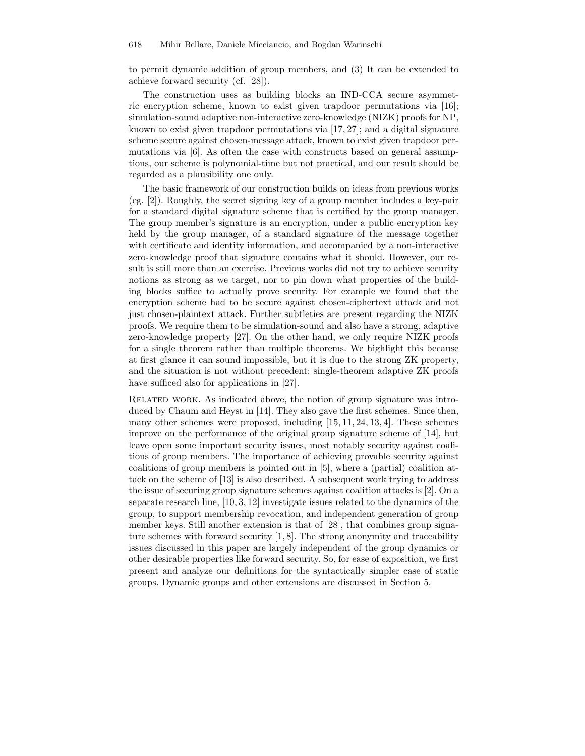to permit dynamic addition of group members, and (3) It can be extended to achieve forward security (cf. [28]).

The construction uses as building blocks an IND-CCA secure asymmetric encryption scheme, known to exist given trapdoor permutations via [16]; simulation-sound adaptive non-interactive zero-knowledge (NIZK) proofs for NP, known to exist given trapdoor permutations via [17, 27]; and a digital signature scheme secure against chosen-message attack, known to exist given trapdoor permutations via [6]. As often the case with constructs based on general assumptions, our scheme is polynomial-time but not practical, and our result should be regarded as a plausibility one only.

The basic framework of our construction builds on ideas from previous works (eg. [2]). Roughly, the secret signing key of a group member includes a key-pair for a standard digital signature scheme that is certified by the group manager. The group member's signature is an encryption, under a public encryption key held by the group manager, of a standard signature of the message together with certificate and identity information, and accompanied by a non-interactive zero-knowledge proof that signature contains what it should. However, our result is still more than an exercise. Previous works did not try to achieve security notions as strong as we target, nor to pin down what properties of the building blocks suffice to actually prove security. For example we found that the encryption scheme had to be secure against chosen-ciphertext attack and not just chosen-plaintext attack. Further subtleties are present regarding the NIZK proofs. We require them to be simulation-sound and also have a strong, adaptive zero-knowledge property [27]. On the other hand, we only require NIZK proofs for a single theorem rather than multiple theorems. We highlight this because at first glance it can sound impossible, but it is due to the strong ZK property, and the situation is not without precedent: single-theorem adaptive ZK proofs have sufficed also for applications in [27].

Related work. As indicated above, the notion of group signature was introduced by Chaum and Heyst in [14]. They also gave the first schemes. Since then, many other schemes were proposed, including [15, 11, 24, 13, 4]. These schemes improve on the performance of the original group signature scheme of [14], but leave open some important security issues, most notably security against coalitions of group members. The importance of achieving provable security against coalitions of group members is pointed out in [5], where a (partial) coalition attack on the scheme of [13] is also described. A subsequent work trying to address the issue of securing group signature schemes against coalition attacks is [2]. On a separate research line, [10, 3, 12] investigate issues related to the dynamics of the group, to support membership revocation, and independent generation of group member keys. Still another extension is that of [28], that combines group signature schemes with forward security [1, 8]. The strong anonymity and traceability issues discussed in this paper are largely independent of the group dynamics or other desirable properties like forward security. So, for ease of exposition, we first present and analyze our definitions for the syntactically simpler case of static groups. Dynamic groups and other extensions are discussed in Section 5.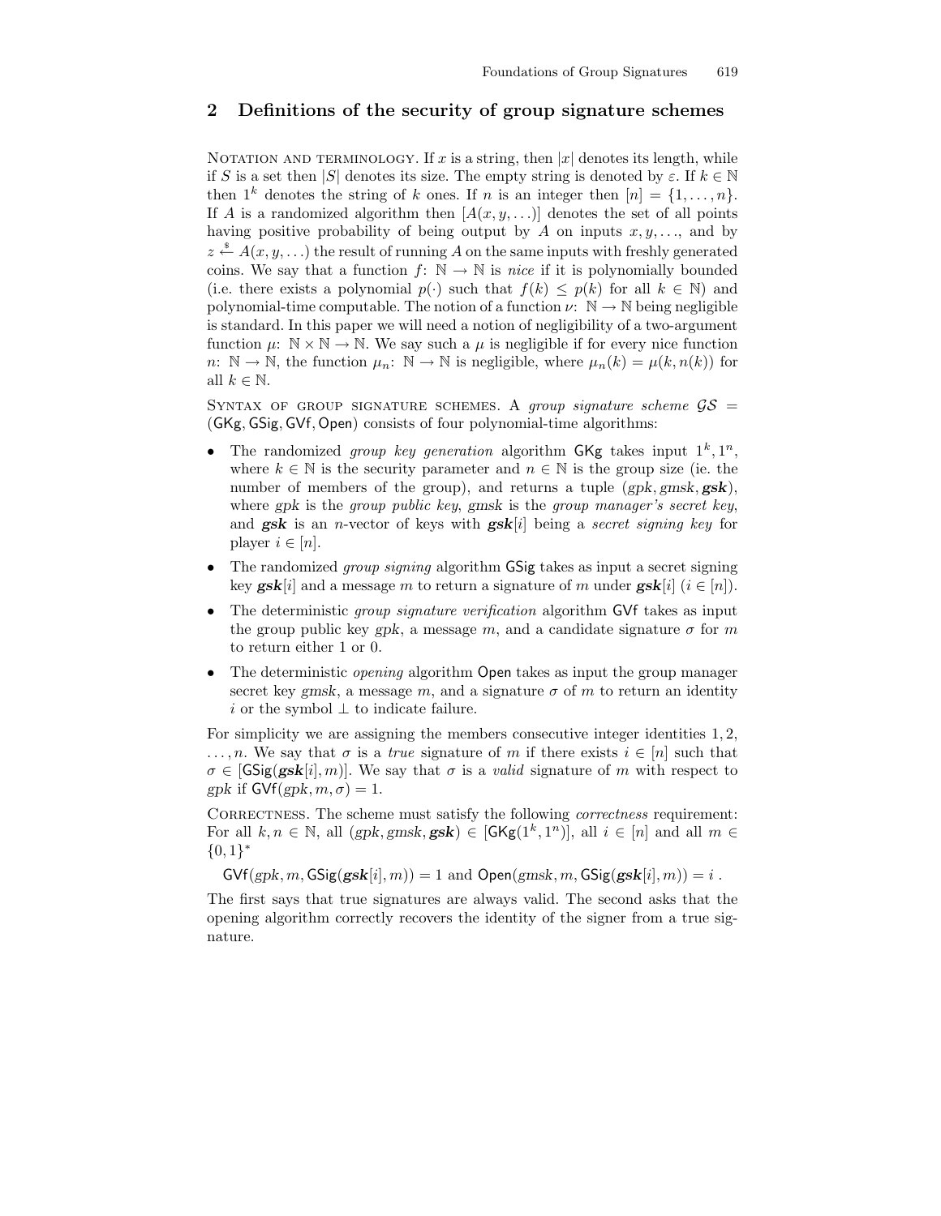## 2 Definitions of the security of group signature schemes

Notation and terminology. If $x$ is a string, then $|x|$ denotes its length, while if $S$ is a set then $|S|$ denotes its size. The empty string is denoted by $\varepsilon$. If $k \in \mathbb{N}$ then $1^k$ denotes the string of $k$ ones. If $n$ is an integer then $[n] = \{1, \ldots, n\}$. If $A$ is a randomized algorithm then $[A(x, y, \ldots)]$ denotes the set of all points having positive probability of being output by $A$ on inputs $x, y, \ldots$, and by $z \xleftarrow{\$} A(x, y, \ldots)$ the result of running $A$ on the same inputs with freshly generated coins. We say that a function $f\colon \mathbb{N} \to \mathbb{N}$ is *nice* if it is polynomially bounded (i.e. there exists a polynomial $p(\cdot)$ such that $f(k) \leq p(k)$ for all $k \in \mathbb{N}$) and polynomial-time computable. The notion of a function $\nu\colon \mathbb{N} \to \mathbb{N}$ being negligible is standard. In this paper we will need a notion of negligibility of a two-argument function $\mu\colon \mathbb{N} \times \mathbb{N} \to \mathbb{N}$. We say such a $\mu$ is negligible if for every nice function $n\colon \mathbb{N} \to \mathbb{N}$, the function $\mu_n\colon \mathbb{N} \to \mathbb{N}$ is negligible, where $\mu_n(k) = \mu(k, n(k))$ for all $k \in \mathbb{N}$.

Syntax of group signature schemes. A *group signature scheme* $\mathcal{GS} = (\mathsf{GKg}, \mathsf{GSig}, \mathsf{GVf}, \mathsf{Open})$ consists of four polynomial-time algorithms:

- The randomized *group key generation* algorithm $\mathsf{GKg}$ takes input $1^k, 1^n$, where $k \in \mathbb{N}$ is the security parameter and $n \in \mathbb{N}$ is the group size (ie. the number of members of the group), and returns a tuple $(gpk, gmsk, \boldsymbol{gsk})$, where $gpk$ is the *group public key*, $gmsk$ is the *group manager's secret key*, and $\boldsymbol{gsk}$ is an $n$-vector of keys with $\boldsymbol{gsk}[i]$ being a *secret signing key* for player $i \in [n]$.
- The randomized *group signing* algorithm $\mathsf{GSig}$ takes as input a secret signing key $\boldsymbol{gsk}[i]$ and a message $m$ to return a signature of $m$ under $\boldsymbol{gsk}[i]$ $(i \in [n])$.
- The deterministic *group signature verification* algorithm $\mathsf{GVf}$ takes as input the group public key $gpk$, a message $m$, and a candidate signature $\sigma$ for $m$ to return either 1 or 0.
- The deterministic *opening* algorithm $\mathsf{Open}$ takes as input the group manager secret key $gmsk$, a message $m$, and a signature $\sigma$ of $m$ to return an identity $i$ or the symbol $\perp$ to indicate failure.

For simplicity we are assigning the members consecutive integer identities $1, 2, \ldots, n$. We say that $\sigma$ is a *true* signature of $m$ if there exists $i \in [n]$ such that $\sigma \in [\mathsf{GSig}(\boldsymbol{gsk}[i], m)]$. We say that $\sigma$ is a *valid* signature of $m$ with respect to $gpk$ if $\mathsf{GVf}(gpk, m, \sigma) = 1$.

Correctness. The scheme must satisfy the following *correctness* requirement: For all $k, n \in \mathbb{N}$, all $(gpk, gmsk, \boldsymbol{gsk}) \in [\mathsf{GKg}(1^k, 1^n)]$, all $i \in [n]$ and all $m \in \{0,1\}^*$

$$\mathsf{GVf}(gpk, m, \mathsf{GSig}(\boldsymbol{gsk}[i], m)) = 1 \text{ and } \mathsf{Open}(gmsk, m, \mathsf{GSig}(\boldsymbol{gsk}[i], m)) = i\ .$$

The first says that true signatures are always valid. The second asks that the opening algorithm correctly recovers the identity of the signer from a true signature.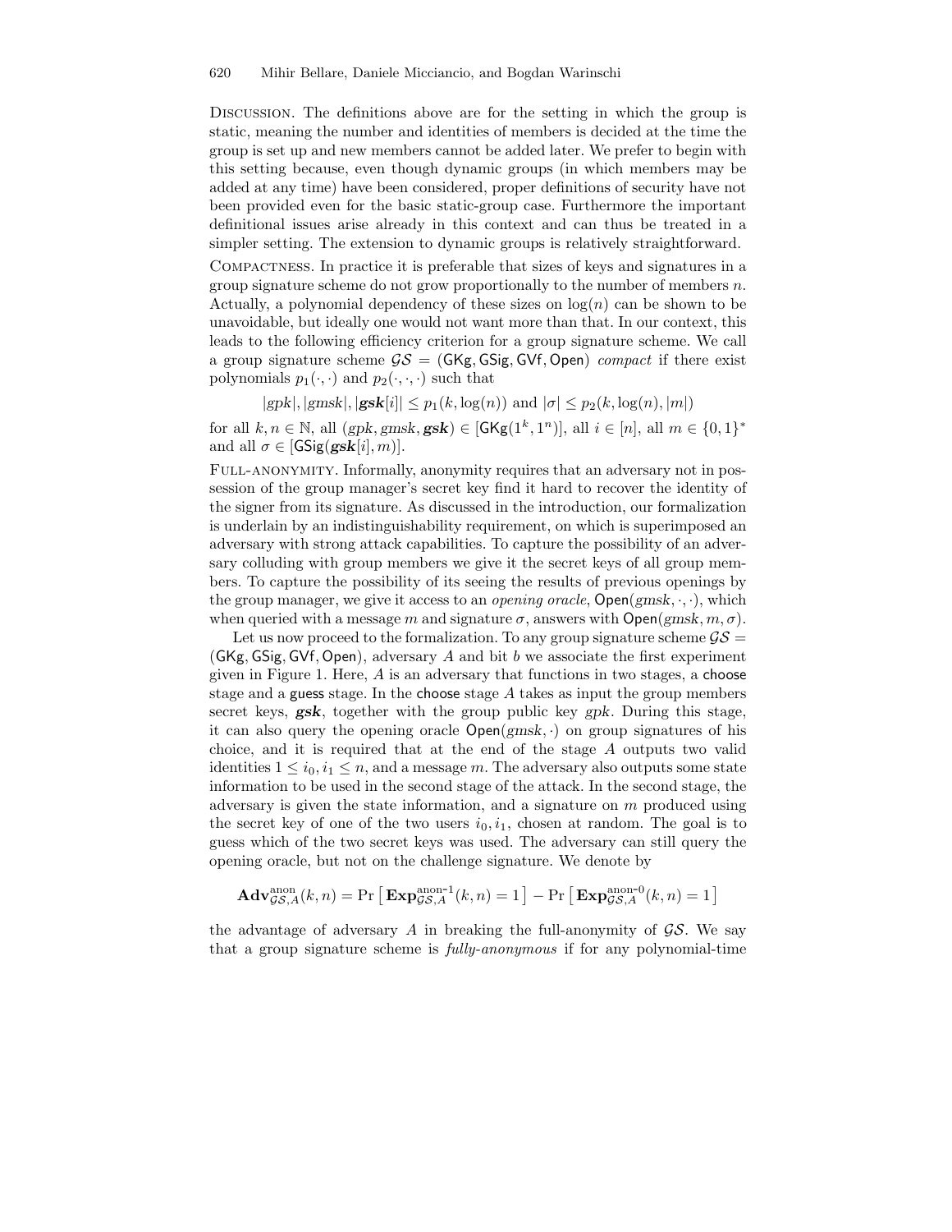**Discussion.** The definitions above are for the setting in which the group is static, meaning the number and identities of members is decided at the time the group is set up and new members cannot be added later. We prefer to begin with this setting because, even though dynamic groups (in which members may be added at any time) have been considered, proper definitions of security have not been provided even for the basic static-group case. Furthermore the important definitional issues arise already in this context and can thus be treated in a simpler setting. The extension to dynamic groups is relatively straightforward.

**Compactness.** In practice it is preferable that sizes of keys and signatures in a group signature scheme do not grow proportionally to the number of members $n$. Actually, a polynomial dependency of these sizes on $\log(n)$ can be shown to be unavoidable, but ideally one would not want more than that. In our context, this leads to the following efficiency criterion for a group signature scheme. We call a group signature scheme $\mathcal{GS} = (\mathsf{GKg}, \mathsf{GSig}, \mathsf{GVf}, \mathsf{Open})$ *compact* if there exist polynomials $p_1(\cdot,\cdot)$ and $p_2(\cdot,\cdot,\cdot)$ such that

$$|gpk|, |gmsk|, |\boldsymbol{gsk}[i]| \leq p_1(k, \log(n)) \text{ and } |\sigma| \leq p_2(k, \log(n), |m|)$$

for all $k, n \in \mathbb{N}$, all $(gpk, gmsk, \boldsymbol{gsk}) \in [\mathsf{GKg}(1^k, 1^n)]$, all $i \in [n]$, all $m \in \{0,1\}^*$ and all $\sigma \in [\mathsf{GSig}(\boldsymbol{gsk}[i], m)]$.

**Full-anonymity.** Informally, anonymity requires that an adversary not in possession of the group manager's secret key find it hard to recover the identity of the signer from its signature. As discussed in the introduction, our formalization is underlain by an indistinguishability requirement, on which is superimposed an adversary with strong attack capabilities. To capture the possibility of an adversary colluding with group members we give it the secret keys of all group members. To capture the possibility of its seeing the results of previous openings by the group manager, we give it access to an *opening oracle*, $\mathsf{Open}(gmsk, \cdot, \cdot)$, which when queried with a message $m$ and signature $\sigma$, answers with $\mathsf{Open}(gmsk, m, \sigma)$.

Let us now proceed to the formalization. To any group signature scheme $\mathcal{GS} = (\mathsf{GKg}, \mathsf{GSig}, \mathsf{GVf}, \mathsf{Open})$, adversary $A$ and bit $b$ we associate the first experiment given in Figure 1. Here, $A$ is an adversary that functions in two stages, a $\mathsf{choose}$ stage and a $\mathsf{guess}$ stage. In the $\mathsf{choose}$ stage $A$ takes as input the group members secret keys, $\boldsymbol{gsk}$, together with the group public key $gpk$. During this stage, it can also query the opening oracle $\mathsf{Open}(gmsk, \cdot)$ on group signatures of his choice, and it is required that at the end of the stage $A$ outputs two valid identities $1 \leq i_0, i_1 \leq n$, and a message $m$. The adversary also outputs some state information to be used in the second stage of the attack. In the second stage, the adversary is given the state information, and a signature on $m$ produced using the secret key of one of the two users $i_0, i_1$, chosen at random. The goal is to guess which of the two secret keys was used. The adversary can still query the opening oracle, but not on the challenge signature. We denote by

$$\mathbf{Adv}^{\text{anon}}_{\mathcal{GS},A}(k,n) = \Pr\left[\,\mathbf{Exp}^{\text{anon-1}}_{\mathcal{GS},A}(k,n) = 1\,\right] - \Pr\left[\,\mathbf{Exp}^{\text{anon-0}}_{\mathcal{GS},A}(k,n) = 1\,\right]$$

the advantage of adversary $A$ in breaking the full-anonymity of $\mathcal{GS}$. We say that a group signature scheme is *fully-anonymous* if for any polynomial-time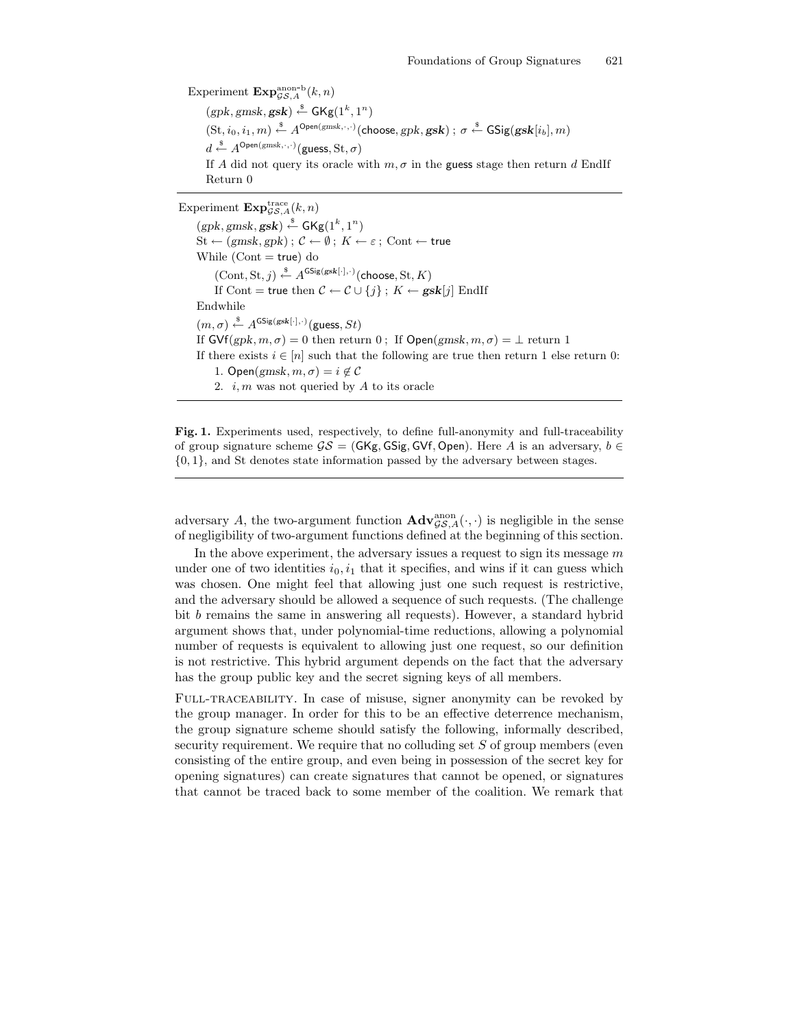Experiment $\mathbf{Exp}^{\text{anon-b}}_{\mathcal{GS},A}(k,n)$

$(gpk, gmsk, \boldsymbol{gsk}) \xleftarrow{\$} \mathsf{GKg}(1^k, 1^n)$

$(\mathrm{St}, i_0, i_1, m) \xleftarrow{\$} A^{\mathsf{Open}(gmsk,\cdot,\cdot)}(\mathsf{choose}, gpk, \boldsymbol{gsk})$ ; $\sigma \xleftarrow{\$} \mathsf{GSig}(\boldsymbol{gsk}[i_b], m)$

$d \xleftarrow{\$} A^{\mathsf{Open}(gmsk,\cdot,\cdot)}(\mathsf{guess}, \mathrm{St}, \sigma)$

If $A$ did not query its oracle with $m, \sigma$ in the guess stage then return $d$ EndIf

Return 0

---

Experiment $\mathbf{Exp}^{\text{trace}}_{\mathcal{GS},A}(k,n)$

$(gpk, gmsk, \boldsymbol{gsk}) \xleftarrow{\$} \mathsf{GKg}(1^k, 1^n)$

$\mathrm{St} \leftarrow (gmsk, gpk)$ ; $\mathcal{C} \leftarrow \emptyset$ ; $K \leftarrow \varepsilon$ ; Cont $\leftarrow$ true

While (Cont = true) do

$(\mathrm{Cont}, \mathrm{St}, j) \xleftarrow{\$} A^{\mathsf{GSig}(\boldsymbol{gsk}[\cdot],\cdot)}(\mathsf{choose}, \mathrm{St}, K)$

If Cont = true then $\mathcal{C} \leftarrow \mathcal{C} \cup \{j\}$ ; $K \leftarrow \boldsymbol{gsk}[j]$ EndIf

Endwhile

$(m, \sigma) \xleftarrow{\$} A^{\mathsf{GSig}(\boldsymbol{gsk}[\cdot],\cdot)}(\mathsf{guess}, St)$

If $\mathsf{GVf}(gpk, m, \sigma) = 0$ then return 0 ; If $\mathsf{Open}(gmsk, m, \sigma) = \perp$ return 1

If there exists $i \in [n]$ such that the following are true then return 1 else return 0:

1. $\mathsf{Open}(gmsk, m, \sigma) = i \notin \mathcal{C}$
2. $i, m$ was not queried by $A$ to its oracle

---

**Fig. 1.** Experiments used, respectively, to define full-anonymity and full-traceability of group signature scheme $\mathcal{GS} = (\mathsf{GKg}, \mathsf{GSig}, \mathsf{GVf}, \mathsf{Open})$. Here $A$ is an adversary, $b \in \{0,1\}$, and St denotes state information passed by the adversary between stages.

---

adversary $A$, the two-argument function $\mathbf{Adv}^{\text{anon}}_{\mathcal{GS},A}(\cdot,\cdot)$ is negligible in the sense of negligibility of two-argument functions defined at the beginning of this section.

In the above experiment, the adversary issues a request to sign its message $m$ under one of two identities $i_0, i_1$ that it specifies, and wins if it can guess which was chosen. One might feel that allowing just one such request is restrictive, and the adversary should be allowed a sequence of such requests. (The challenge bit $b$ remains the same in answering all requests). However, a standard hybrid argument shows that, under polynomial-time reductions, allowing a polynomial number of requests is equivalent to allowing just one request, so our definition is not restrictive. This hybrid argument depends on the fact that the adversary has the group public key and the secret signing keys of all members.

Full-traceability. In case of misuse, signer anonymity can be revoked by the group manager. In order for this to be an effective deterrence mechanism, the group signature scheme should satisfy the following, informally described, security requirement. We require that no colluding set $S$ of group members (even consisting of the entire group, and even being in possession of the secret key for opening signatures) can create signatures that cannot be opened, or signatures that cannot be traced back to some member of the coalition. We remark that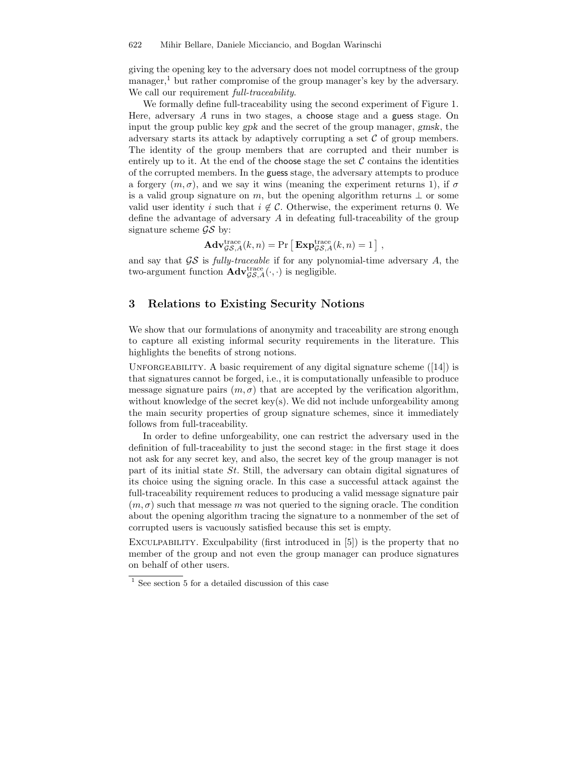giving the opening key to the adversary does not model corruptness of the group manager,[1] but rather compromise of the group manager's key by the adversary. We call our requirement *full-traceability*.

We formally define full-traceability using the second experiment of Figure 1. Here, adversary $A$ runs in two stages, a choose stage and a guess stage. On input the group public key *gpk* and the secret of the group manager, *gmsk*, the adversary starts its attack by adaptively corrupting a set $\mathcal{C}$ of group members. The identity of the group members that are corrupted and their number is entirely up to it. At the end of the choose stage the set $\mathcal{C}$ contains the identities of the corrupted members. In the guess stage, the adversary attempts to produce a forgery $(m, \sigma)$, and we say it wins (meaning the experiment returns 1), if $\sigma$ is a valid group signature on $m$, but the opening algorithm returns $\perp$ or some valid user identity $i$ such that $i \notin \mathcal{C}$. Otherwise, the experiment returns 0. We define the advantage of adversary $A$ in defeating full-traceability of the group signature scheme $\mathcal{GS}$ by:

$$\mathbf{Adv}^{\text{trace}}_{\mathcal{GS},A}(k,n) = \Pr\left[\,\mathbf{Exp}^{\text{trace}}_{\mathcal{GS},A}(k,n) = 1\,\right] ,$$

and say that $\mathcal{GS}$ is *fully-traceable* if for any polynomial-time adversary $A$, the two-argument function $\mathbf{Adv}^{\text{trace}}_{\mathcal{GS},A}(\cdot,\cdot)$ is negligible.

## 3 Relations to Existing Security Notions

We show that our formulations of anonymity and traceability are strong enough to capture all existing informal security requirements in the literature. This highlights the benefits of strong notions.

UNFORGEABILITY. A basic requirement of any digital signature scheme ([14]) is that signatures cannot be forged, i.e., it is computationally unfeasible to produce message signature pairs $(m, \sigma)$ that are accepted by the verification algorithm, without knowledge of the secret key(s). We did not include unforgeability among the main security properties of group signature schemes, since it immediately follows from full-traceability.

In order to define unforgeability, one can restrict the adversary used in the definition of full-traceability to just the second stage: in the first stage it does not ask for any secret key, and also, the secret key of the group manager is not part of its initial state $St$. Still, the adversary can obtain digital signatures of its choice using the signing oracle. In this case a successful attack against the full-traceability requirement reduces to producing a valid message signature pair $(m, \sigma)$ such that message $m$ was not queried to the signing oracle. The condition about the opening algorithm tracing the signature to a nonmember of the set of corrupted users is vacuously satisfied because this set is empty.

EXCULPABILITY. Exculpability (first introduced in [5]) is the property that no member of the group and not even the group manager can produce signatures on behalf of other users.

[1] See section 5 for a detailed discussion of this case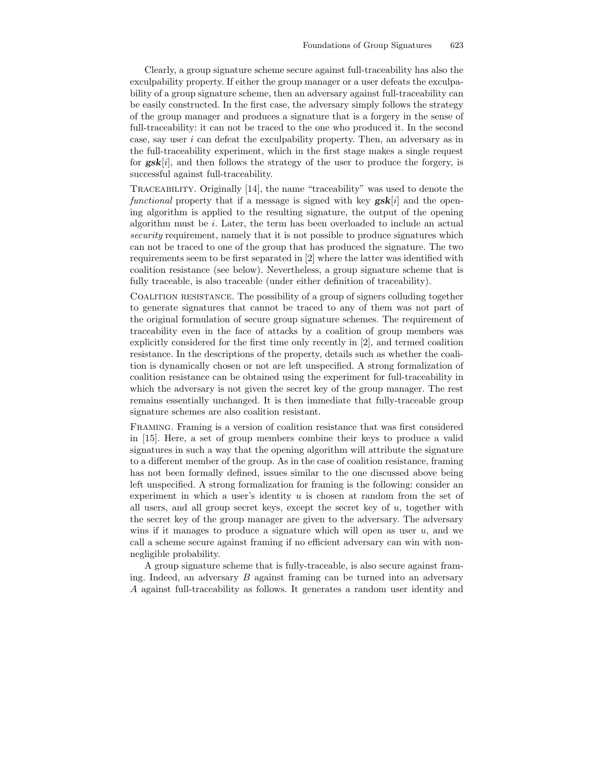Clearly, a group signature scheme secure against full-traceability has also the exculpability property. If either the group manager or a user defeats the exculpability of a group signature scheme, then an adversary against full-traceability can be easily constructed. In the first case, the adversary simply follows the strategy of the group manager and produces a signature that is a forgery in the sense of full-traceability: it can not be traced to the one who produced it. In the second case, say user $i$ can defeat the exculpability property. Then, an adversary as in the full-traceability experiment, which in the first stage makes a single request for $\boldsymbol{gsk}[i]$, and then follows the strategy of the user to produce the forgery, is successful against full-traceability.

Traceability. Originally [14], the name "traceability" was used to denote the *functional* property that if a message is signed with key $\boldsymbol{gsk}[i]$ and the opening algorithm is applied to the resulting signature, the output of the opening algorithm must be $i$. Later, the term has been overloaded to include an actual *security* requirement, namely that it is not possible to produce signatures which can not be traced to one of the group that has produced the signature. The two requirements seem to be first separated in [2] where the latter was identified with coalition resistance (see below). Nevertheless, a group signature scheme that is fully traceable, is also traceable (under either definition of traceability).

Coalition resistance. The possibility of a group of signers colluding together to generate signatures that cannot be traced to any of them was not part of the original formulation of secure group signature schemes. The requirement of traceability even in the face of attacks by a coalition of group members was explicitly considered for the first time only recently in [2], and termed coalition resistance. In the descriptions of the property, details such as whether the coalition is dynamically chosen or not are left unspecified. A strong formalization of coalition resistance can be obtained using the experiment for full-traceability in which the adversary is not given the secret key of the group manager. The rest remains essentially unchanged. It is then immediate that fully-traceable group signature schemes are also coalition resistant.

Framing. Framing is a version of coalition resistance that was first considered in [15]. Here, a set of group members combine their keys to produce a valid signatures in such a way that the opening algorithm will attribute the signature to a different member of the group. As in the case of coalition resistance, framing has not been formally defined, issues similar to the one discussed above being left unspecified. A strong formalization for framing is the following: consider an experiment in which a user's identity $u$ is chosen at random from the set of all users, and all group secret keys, except the secret key of $u$, together with the secret key of the group manager are given to the adversary. The adversary wins if it manages to produce a signature which will open as user $u$, and we call a scheme secure against framing if no efficient adversary can win with non-negligible probability.

A group signature scheme that is fully-traceable, is also secure against framing. Indeed, an adversary $B$ against framing can be turned into an adversary $A$ against full-traceability as follows. It generates a random user identity and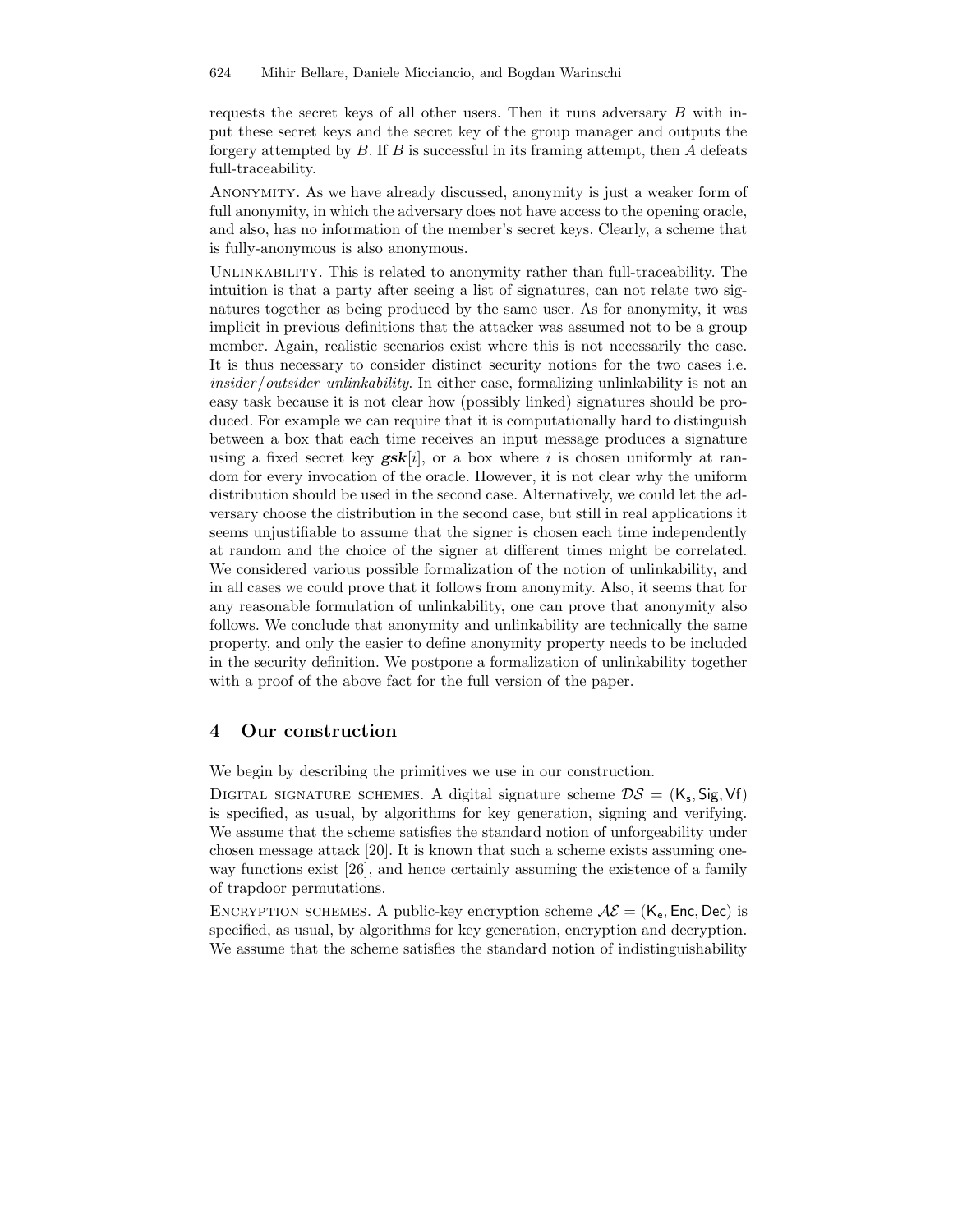requests the secret keys of all other users. Then it runs adversary $B$ with input these secret keys and the secret key of the group manager and outputs the forgery attempted by $B$. If $B$ is successful in its framing attempt, then $A$ defeats full-traceability.

Anonymity. As we have already discussed, anonymity is just a weaker form of full anonymity, in which the adversary does not have access to the opening oracle, and also, has no information of the member's secret keys. Clearly, a scheme that is fully-anonymous is also anonymous.

Unlinkability. This is related to anonymity rather than full-traceability. The intuition is that a party after seeing a list of signatures, can not relate two signatures together as being produced by the same user. As for anonymity, it was implicit in previous definitions that the attacker was assumed not to be a group member. Again, realistic scenarios exist where this is not necessarily the case. It is thus necessary to consider distinct security notions for the two cases i.e. *insider/outsider unlinkability*. In either case, formalizing unlinkability is not an easy task because it is not clear how (possibly linked) signatures should be produced. For example we can require that it is computationally hard to distinguish between a box that each time receives an input message produces a signature using a fixed secret key $\boldsymbol{gsk}[i]$, or a box where $i$ is chosen uniformly at random for every invocation of the oracle. However, it is not clear why the uniform distribution should be used in the second case. Alternatively, we could let the adversary choose the distribution in the second case, but still in real applications it seems unjustifiable to assume that the signer is chosen each time independently at random and the choice of the signer at different times might be correlated. We considered various possible formalization of the notion of unlinkability, and in all cases we could prove that it follows from anonymity. Also, it seems that for any reasonable formulation of unlinkability, one can prove that anonymity also follows. We conclude that anonymity and unlinkability are technically the same property, and only the easier to define anonymity property needs to be included in the security definition. We postpone a formalization of unlinkability together with a proof of the above fact for the full version of the paper.

## 4 Our construction

We begin by describing the primitives we use in our construction.

Digital signature schemes. A digital signature scheme $\mathcal{DS} = (\mathsf{K_s}, \mathsf{Sig}, \mathsf{Vf})$ is specified, as usual, by algorithms for key generation, signing and verifying. We assume that the scheme satisfies the standard notion of unforgeability under chosen message attack [20]. It is known that such a scheme exists assuming one-way functions exist [26], and hence certainly assuming the existence of a family of trapdoor permutations.

Encryption schemes. A public-key encryption scheme $\mathcal{AE} = (\mathsf{K_e}, \mathsf{Enc}, \mathsf{Dec})$ is specified, as usual, by algorithms for key generation, encryption and decryption. We assume that the scheme satisfies the standard notion of indistinguishability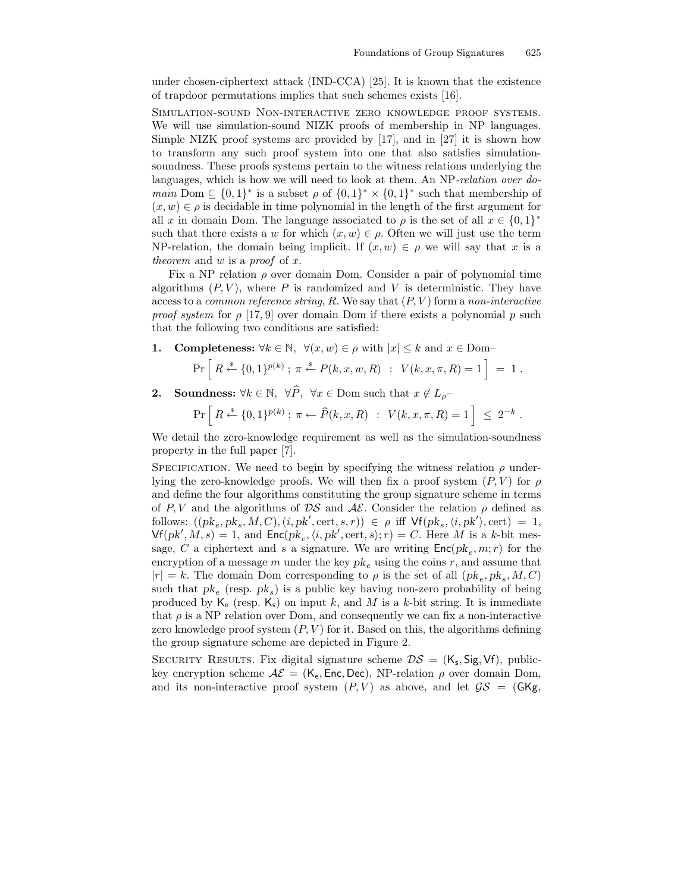under chosen-ciphertext attack (IND-CCA) [25]. It is known that the existence of trapdoor permutations implies that such schemes exists [16].

Simulation-sound Non-interactive zero knowledge proof systems. We will use simulation-sound NIZK proofs of membership in NP languages. Simple NIZK proof systems are provided by [17], and in [27] it is shown how to transform any such proof system into one that also satisfies simulation-soundness. These proofs systems pertain to the witness relations underlying the languages, which is how we will need to look at them. An NP-*relation over domain* $\mathrm{Dom} \subseteq \{0,1\}^*$ is a subset $\rho$ of $\{0,1\}^* \times \{0,1\}^*$ such that membership of $(x,w) \in \rho$ is decidable in time polynomial in the length of the first argument for all $x$ in domain Dom. The language associated to $\rho$ is the set of all $x \in \{0,1\}^*$ such that there exists a $w$ for which $(x,w) \in \rho$. Often we will just use the term NP-relation, the domain being implicit. If $(x,w) \in \rho$ we will say that $x$ is a *theorem* and $w$ is a *proof* of $x$.

Fix a NP relation $\rho$ over domain Dom. Consider a pair of polynomial time algorithms $(P,V)$, where $P$ is randomized and $V$ is deterministic. They have access to a *common reference string*, $R$. We say that $(P,V)$ form a *non-interactive proof system* for $\rho$ [17, 9] over domain Dom if there exists a polynomial $p$ such that the following two conditions are satisfied:

1. **Completeness:** $\forall k \in \mathbb{N},\ \forall (x,w) \in \rho$ with $|x| \le k$ and $x \in \mathrm{Dom}$–

$$\Pr\left[\, R \xleftarrow{\$} \{0,1\}^{p(k)}\,;\ \pi \xleftarrow{\$} P(k,x,w,R) \ :\ V(k,x,\pi,R) = 1 \,\right] \;=\; 1\,.$$

2. **Soundness:** $\forall k \in \mathbb{N},\ \forall \widehat{P},\ \forall x \in \mathrm{Dom}$ such that $x \notin L_\rho$–

$$\Pr\left[\, R \xleftarrow{\$} \{0,1\}^{p(k)}\,;\ \pi \leftarrow \widehat{P}(k,x,R) \ :\ V(k,x,\pi,R) = 1 \,\right] \;\le\; 2^{-k}\,.$$

We detail the zero-knowledge requirement as well as the simulation-soundness property in the full paper [7].

Specification. We need to begin by specifying the witness relation $\rho$ underlying the zero-knowledge proofs. We will then fix a proof system $(P,V)$ for $\rho$ and define the four algorithms constituting the group signature scheme in terms of $P,V$ and the algorithms of $\mathcal{DS}$ and $\mathcal{AE}$. Consider the relation $\rho$ defined as follows: $((pk_e, pk_s, M, C), (i, pk', \mathrm{cert}, s, r)) \in \rho$ iff $\mathsf{Vf}(pk_s, \langle i, pk'\rangle, \mathrm{cert}) = 1$, $\mathsf{Vf}(pk', M, s) = 1$, and $\mathsf{Enc}(pk_e, \langle i, pk', \mathrm{cert}, s\rangle; r) = C$. Here $M$ is a $k$-bit message, $C$ a ciphertext and $s$ a signature. We are writing $\mathsf{Enc}(pk_e, m; r)$ for the encryption of a message $m$ under the key $pk_e$ using the coins $r$, and assume that $|r| = k$. The domain Dom corresponding to $\rho$ is the set of all $(pk_e, pk_s, M, C)$ such that $pk_e$ (resp. $pk_s$) is a public key having non-zero probability of being produced by $\mathsf{K_e}$ (resp. $\mathsf{K_s}$) on input $k$, and $M$ is a $k$-bit string. It is immediate that $\rho$ is a NP relation over Dom, and consequently we can fix a non-interactive zero knowledge proof system $(P,V)$ for it. Based on this, the algorithms defining the group signature scheme are depicted in Figure 2.

Security Results. Fix digital signature scheme $\mathcal{DS} = (\mathsf{K_s}, \mathsf{Sig}, \mathsf{Vf})$, public-key encryption scheme $\mathcal{AE} = (\mathsf{K_e}, \mathsf{Enc}, \mathsf{Dec})$, NP-relation $\rho$ over domain Dom, and its non-interactive proof system $(P,V)$ as above, and let $\mathcal{GS} = (\mathsf{GKg},$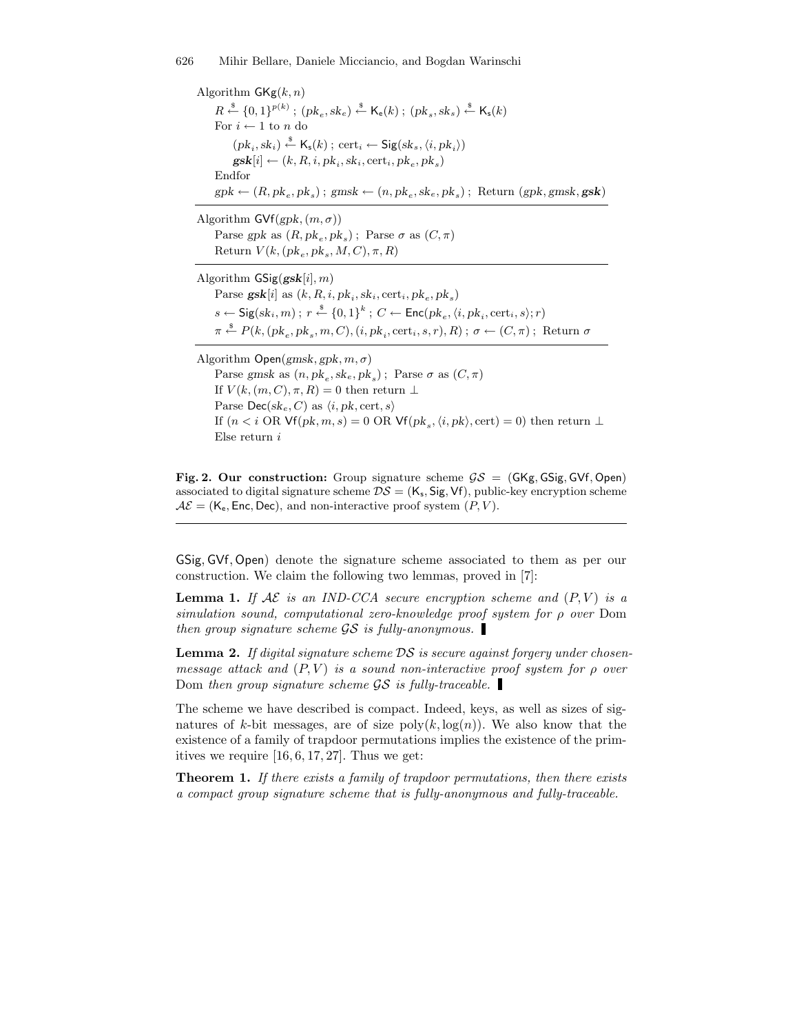Algorithm $\mathsf{GKg}(k, n)$

$R \xleftarrow{\$} \{0,1\}^{p(k)}$ ; $(pk_e, sk_e) \xleftarrow{\$} \mathsf{K_e}(k)$ ; $(pk_s, sk_s) \xleftarrow{\$} \mathsf{K_s}(k)$

For $i \leftarrow 1$ to $n$ do

$(pk_i, sk_i) \xleftarrow{\$} \mathsf{K_s}(k)$ ; $\mathrm{cert}_i \leftarrow \mathsf{Sig}(sk_s, \langle i, pk_i \rangle)$

$\boldsymbol{gsk}[i] \leftarrow (k, R, i, pk_i, sk_i, \mathrm{cert}_i, pk_e, pk_s)$

Endfor

$gpk \leftarrow (R, pk_e, pk_s)$ ; $gmsk \leftarrow (n, pk_e, sk_e, pk_s)$ ; Return $(gpk, gmsk, \boldsymbol{gsk})$

---

Algorithm $\mathsf{GVf}(gpk, (m, \sigma))$

Parse $gpk$ as $(R, pk_e, pk_s)$ ; Parse $\sigma$ as $(C, \pi)$

Return $V(k, (pk_e, pk_s, M, C), \pi, R)$

---

Algorithm $\mathsf{GSig}(\boldsymbol{gsk}[i], m)$

Parse $\boldsymbol{gsk}[i]$ as $(k, R, i, pk_i, sk_i, \mathrm{cert}_i, pk_e, pk_s)$

$s \leftarrow \mathsf{Sig}(sk_i, m)$ ; $r \xleftarrow{\$} \{0,1\}^k$ ; $C \leftarrow \mathsf{Enc}(pk_e, \langle i, pk_i, \mathrm{cert}_i, s \rangle; r)$

$\pi \xleftarrow{\$} P(k, (pk_e, pk_s, m, C), (i, pk_i, \mathrm{cert}_i, s, r), R)$ ; $\sigma \leftarrow (C, \pi)$ ; Return $\sigma$

---

Algorithm $\mathsf{Open}(gmsk, gpk, m, \sigma)$

Parse $gmsk$ as $(n, pk_e, sk_e, pk_s)$ ; Parse $\sigma$ as $(C, \pi)$

If $V(k, (m, C), \pi, R) = 0$ then return $\perp$

Parse $\mathsf{Dec}(sk_e, C)$ as $\langle i, pk, \mathrm{cert}, s \rangle$

If ($n < i$ OR $\mathsf{Vf}(pk, m, s) = 0$ OR $\mathsf{Vf}(pk_s, \langle i, pk \rangle, \mathrm{cert}) = 0$) then return $\perp$

Else return $i$

---

**Fig. 2. Our construction:** Group signature scheme $\mathcal{GS} = (\mathsf{GKg}, \mathsf{GSig}, \mathsf{GVf}, \mathsf{Open})$ associated to digital signature scheme $\mathcal{DS} = (\mathsf{K_s}, \mathsf{Sig}, \mathsf{Vf})$, public-key encryption scheme $\mathcal{AE} = (\mathsf{K_e}, \mathsf{Enc}, \mathsf{Dec})$, and non-interactive proof system $(P, V)$.

---

$\mathsf{GSig}, \mathsf{GVf}, \mathsf{Open}$) denote the signature scheme associated to them as per our construction. We claim the following two lemmas, proved in [7]:

**Lemma 1.** *If $\mathcal{AE}$ is an IND-CCA secure encryption scheme and $(P, V)$ is a simulation sound, computational zero-knowledge proof system for $\rho$ over* Dom *then group signature scheme $\mathcal{GS}$ is fully-anonymous.* ∎

**Lemma 2.** *If digital signature scheme $\mathcal{DS}$ is secure against forgery under chosen-message attack and $(P, V)$ is a sound non-interactive proof system for $\rho$ over* Dom *then group signature scheme $\mathcal{GS}$ is fully-traceable.* ∎

The scheme we have described is compact. Indeed, keys, as well as sizes of signatures of $k$-bit messages, are of size $\mathrm{poly}(k, \log(n))$. We also know that the existence of a family of trapdoor permutations implies the existence of the primitives we require [16, 6, 17, 27]. Thus we get:

**Theorem 1.** *If there exists a family of trapdoor permutations, then there exists a compact group signature scheme that is fully-anonymous and fully-traceable.*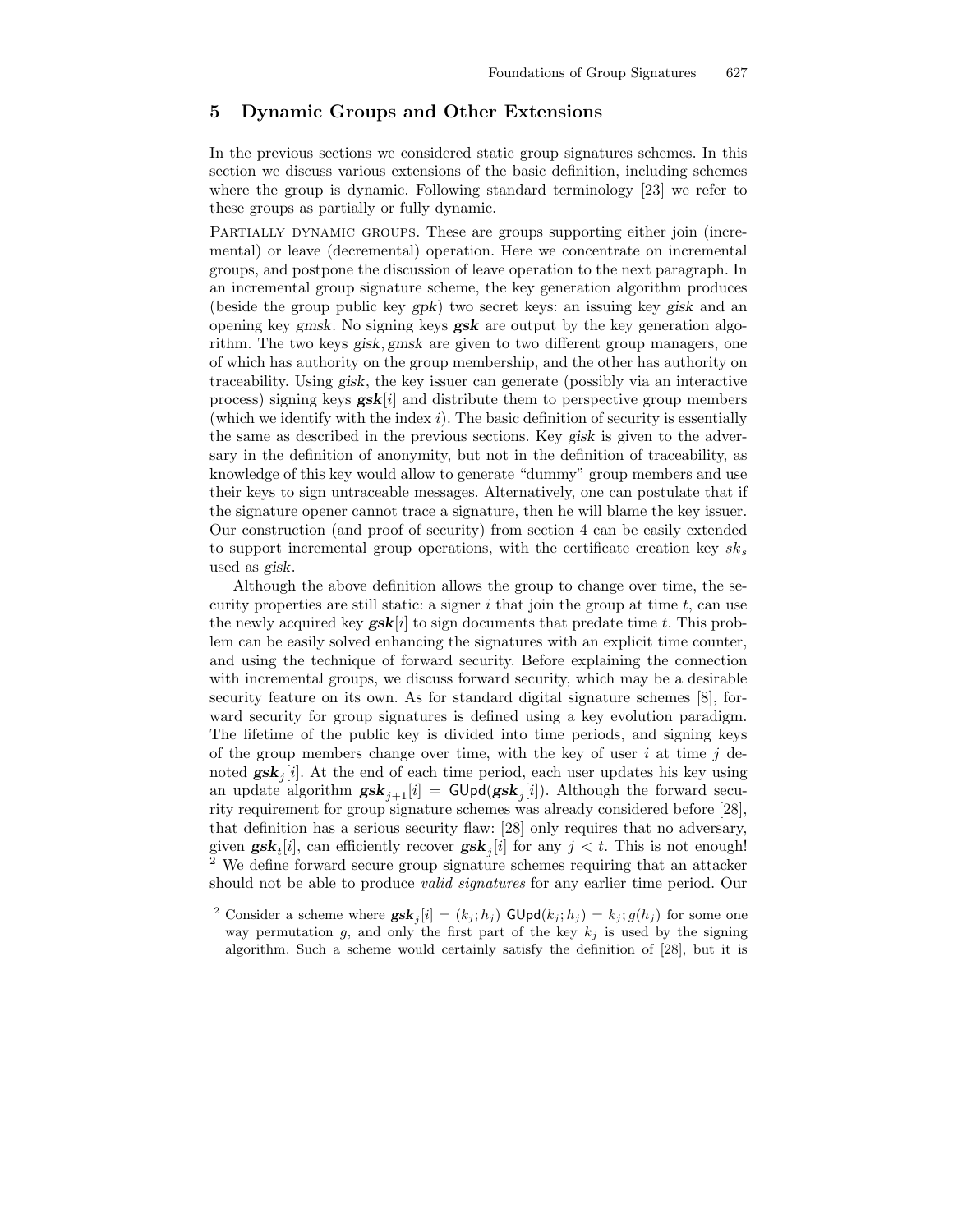## 5 Dynamic Groups and Other Extensions

In the previous sections we considered static group signatures schemes. In this section we discuss various extensions of the basic definition, including schemes where the group is dynamic. Following standard terminology [23] we refer to these groups as partially or fully dynamic.

Partially dynamic groups. These are groups supporting either join (incremental) or leave (decremental) operation. Here we concentrate on incremental groups, and postpone the discussion of leave operation to the next paragraph. In an incremental group signature scheme, the key generation algorithm produces (beside the group public key $gpk$) two secret keys: an issuing key $gisk$ and an opening key $gmsk$. No signing keys $\mathbf{gsk}$ are output by the key generation algorithm. The two keys $gisk, gmsk$ are given to two different group managers, one of which has authority on the group membership, and the other has authority on traceability. Using $gisk$, the key issuer can generate (possibly via an interactive process) signing keys $\mathbf{gsk}[i]$ and distribute them to perspective group members (which we identify with the index $i$). The basic definition of security is essentially the same as described in the previous sections. Key $gisk$ is given to the adversary in the definition of anonymity, but not in the definition of traceability, as knowledge of this key would allow to generate "dummy" group members and use their keys to sign untraceable messages. Alternatively, one can postulate that if the signature opener cannot trace a signature, then he will blame the key issuer. Our construction (and proof of security) from section 4 can be easily extended to support incremental group operations, with the certificate creation key $sk_s$ used as $gisk$.

Although the above definition allows the group to change over time, the security properties are still static: a signer $i$ that join the group at time $t$, can use the newly acquired key $\mathbf{gsk}[i]$ to sign documents that predate time $t$. This problem can be easily solved enhancing the signatures with an explicit time counter, and using the technique of forward security. Before explaining the connection with incremental groups, we discuss forward security, which may be a desirable security feature on its own. As for standard digital signature schemes [8], forward security for group signatures is defined using a key evolution paradigm. The lifetime of the public key is divided into time periods, and signing keys of the group members change over time, with the key of user $i$ at time $j$ denoted $\mathbf{gsk}_j[i]$. At the end of each time period, each user updates his key using an update algorithm $\mathbf{gsk}_{j+1}[i] = \mathsf{GUpd}(\mathbf{gsk}_j[i])$. Although the forward security requirement for group signature schemes was already considered before [28], that definition has a serious security flaw: [28] only requires that no adversary, given $\mathbf{gsk}_t[i]$, can efficiently recover $\mathbf{gsk}_j[i]$ for any $j < t$. This is not enough! [2] We define forward secure group signature schemes requiring that an attacker should not be able to produce *valid signatures* for any earlier time period. Our

---

[2] Consider a scheme where $\mathbf{gsk}_j[i] = (k_j; h_j)$ $\mathsf{GUpd}(k_j; h_j) = k_j; g(h_j)$ for some one way permutation $g$, and only the first part of the key $k_j$ is used by the signing algorithm. Such a scheme would certainly satisfy the definition of [28], but it is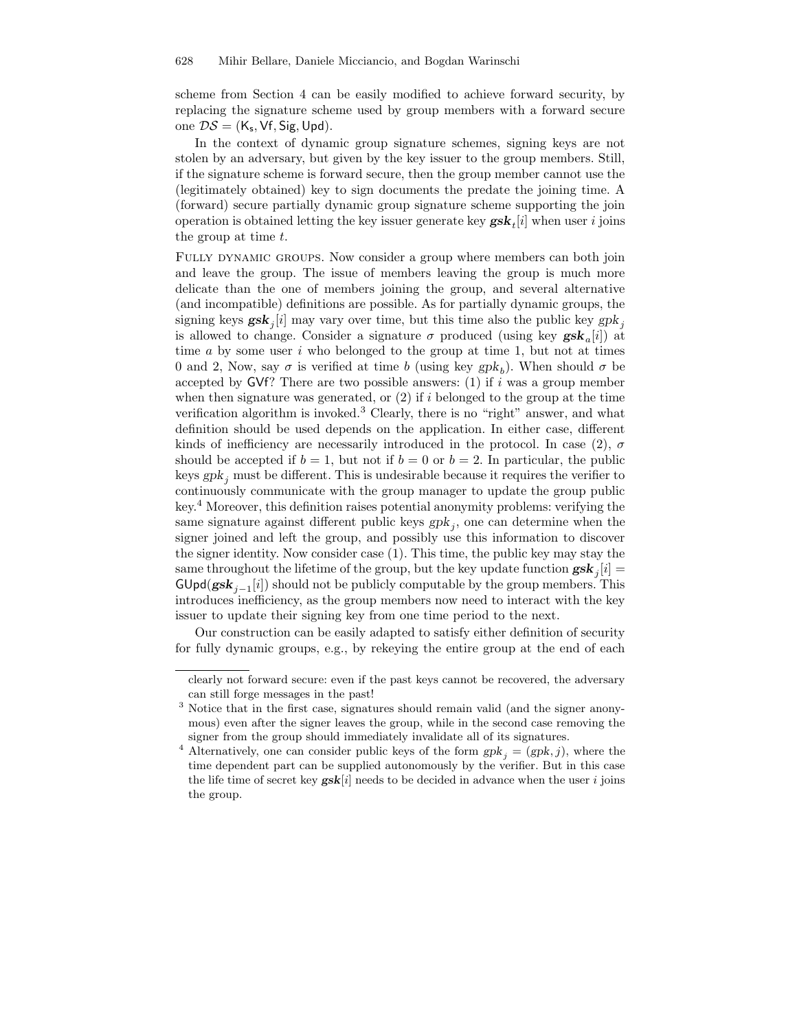scheme from Section 4 can be easily modified to achieve forward security, by replacing the signature scheme used by group members with a forward secure one $\mathcal{DS} = (\mathsf{K_s}, \mathsf{Vf}, \mathsf{Sig}, \mathsf{Upd})$.

In the context of dynamic group signature schemes, signing keys are not stolen by an adversary, but given by the key issuer to the group members. Still, if the signature scheme is forward secure, then the group member cannot use the (legitimately obtained) key to sign documents the predate the joining time. A (forward) secure partially dynamic group signature scheme supporting the join operation is obtained letting the key issuer generate key $\boldsymbol{gsk}_t[i]$ when user $i$ joins the group at time $t$.

Fully dynamic groups. Now consider a group where members can both join and leave the group. The issue of members leaving the group is much more delicate than the one of members joining the group, and several alternative (and incompatible) definitions are possible. As for partially dynamic groups, the signing keys $\boldsymbol{gsk}_j[i]$ may vary over time, but this time also the public key $gpk_j$ is allowed to change. Consider a signature $\sigma$ produced (using key $\boldsymbol{gsk}_a[i]$) at time $a$ by some user $i$ who belonged to the group at time 1, but not at times 0 and 2, Now, say $\sigma$ is verified at time $b$ (using key $gpk_b$). When should $\sigma$ be accepted by $\mathsf{GVf}$? There are two possible answers: (1) if $i$ was a group member when then signature was generated, or (2) if $i$ belonged to the group at the time verification algorithm is invoked.[3] Clearly, there is no "right" answer, and what definition should be used depends on the application. In either case, different kinds of inefficiency are necessarily introduced in the protocol. In case (2), $\sigma$ should be accepted if $b = 1$, but not if $b = 0$ or $b = 2$. In particular, the public keys $gpk_j$ must be different. This is undesirable because it requires the verifier to continuously communicate with the group manager to update the group public key.[4] Moreover, this definition raises potential anonymity problems: verifying the same signature against different public keys $gpk_j$, one can determine when the signer joined and left the group, and possibly use this information to discover the signer identity. Now consider case (1). This time, the public key may stay the same throughout the lifetime of the group, but the key update function $\boldsymbol{gsk}_j[i] = \mathsf{GUpd}(\boldsymbol{gsk}_{j-1}[i])$ should not be publicly computable by the group members. This introduces inefficiency, as the group members now need to interact with the key issuer to update their signing key from one time period to the next.

Our construction can be easily adapted to satisfy either definition of security for fully dynamic groups, e.g., by rekeying the entire group at the end of each

---

clearly not forward secure: even if the past keys cannot be recovered, the adversary can still forge messages in the past!

[3] Notice that in the first case, signatures should remain valid (and the signer anonymous) even after the signer leaves the group, while in the second case removing the signer from the group should immediately invalidate all of its signatures.

[4] Alternatively, one can consider public keys of the form $gpk_j = (gpk, j)$, where the time dependent part can be supplied autonomously by the verifier. But in this case the life time of secret key $\boldsymbol{gsk}[i]$ needs to be decided in advance when the user $i$ joins the group.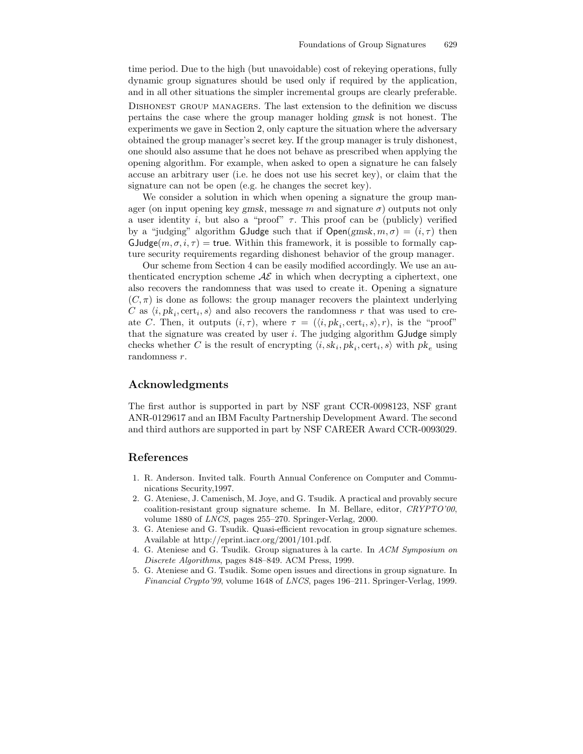time period. Due to the high (but unavoidable) cost of rekeying operations, fully dynamic group signatures should be used only if required by the application, and in all other situations the simpler incremental groups are clearly preferable.

Dishonest group managers. The last extension to the definition we discuss pertains the case where the group manager holding $gmsk$ is not honest. The experiments we gave in Section 2, only capture the situation where the adversary obtained the group manager's secret key. If the group manager is truly dishonest, one should also assume that he does not behave as prescribed when applying the opening algorithm. For example, when asked to open a signature he can falsely accuse an arbitrary user (i.e. he does not use his secret key), or claim that the signature can not be open (e.g. he changes the secret key).

We consider a solution in which when opening a signature the group manager (on input opening key $gmsk$, message $m$ and signature $\sigma$) outputs not only a user identity $i$, but also a "proof" $\tau$. This proof can be (publicly) verified by a "judging" algorithm $\mathsf{GJudge}$ such that if $\mathsf{Open}(gmsk, m, \sigma) = (i, \tau)$ then $\mathsf{GJudge}(m, \sigma, i, \tau) = \mathsf{true}$. Within this framework, it is possible to formally capture security requirements regarding dishonest behavior of the group manager.

Our scheme from Section 4 can be easily modified accordingly. We use an authenticated encryption scheme $\mathcal{AE}$ in which when decrypting a ciphertext, one also recovers the randomness that was used to create it. Opening a signature $(C, \pi)$ is done as follows: the group manager recovers the plaintext underlying $C$ as $\langle i, pk_i, \mathrm{cert}_i, s\rangle$ and also recovers the randomness $r$ that was used to create $C$. Then, it outputs $(i, \tau)$, where $\tau = (\langle i, pk_i, \mathrm{cert}_i, s\rangle, r)$, is the "proof" that the signature was created by user $i$. The judging algorithm $\mathsf{GJudge}$ simply checks whether $C$ is the result of encrypting $\langle i, sk_i, pk_i, \mathrm{cert}_i, s\rangle$ with $pk_e$ using randomness $r$.

## Acknowledgments

The first author is supported in part by NSF grant CCR-0098123, NSF grant ANR-0129617 and an IBM Faculty Partnership Development Award. The second and third authors are supported in part by NSF CAREER Award CCR-0093029.

## References

1. R. Anderson. Invited talk. Fourth Annual Conference on Computer and Communications Security,1997.
2. G. Ateniese, J. Camenisch, M. Joye, and G. Tsudik. A practical and provably secure coalition-resistant group signature scheme. In M. Bellare, editor, *CRYPTO'00*, volume 1880 of *LNCS*, pages 255–270. Springer-Verlag, 2000.
3. G. Ateniese and G. Tsudik. Quasi-efficient revocation in group signature schemes. Available at http://eprint.iacr.org/2001/101.pdf.
4. G. Ateniese and G. Tsudik. Group signatures à la carte. In *ACM Symposium on Discrete Algorithms*, pages 848–849. ACM Press, 1999.
5. G. Ateniese and G. Tsudik. Some open issues and directions in group signature. In *Financial Crypto'99*, volume 1648 of *LNCS*, pages 196–211. Springer-Verlag, 1999.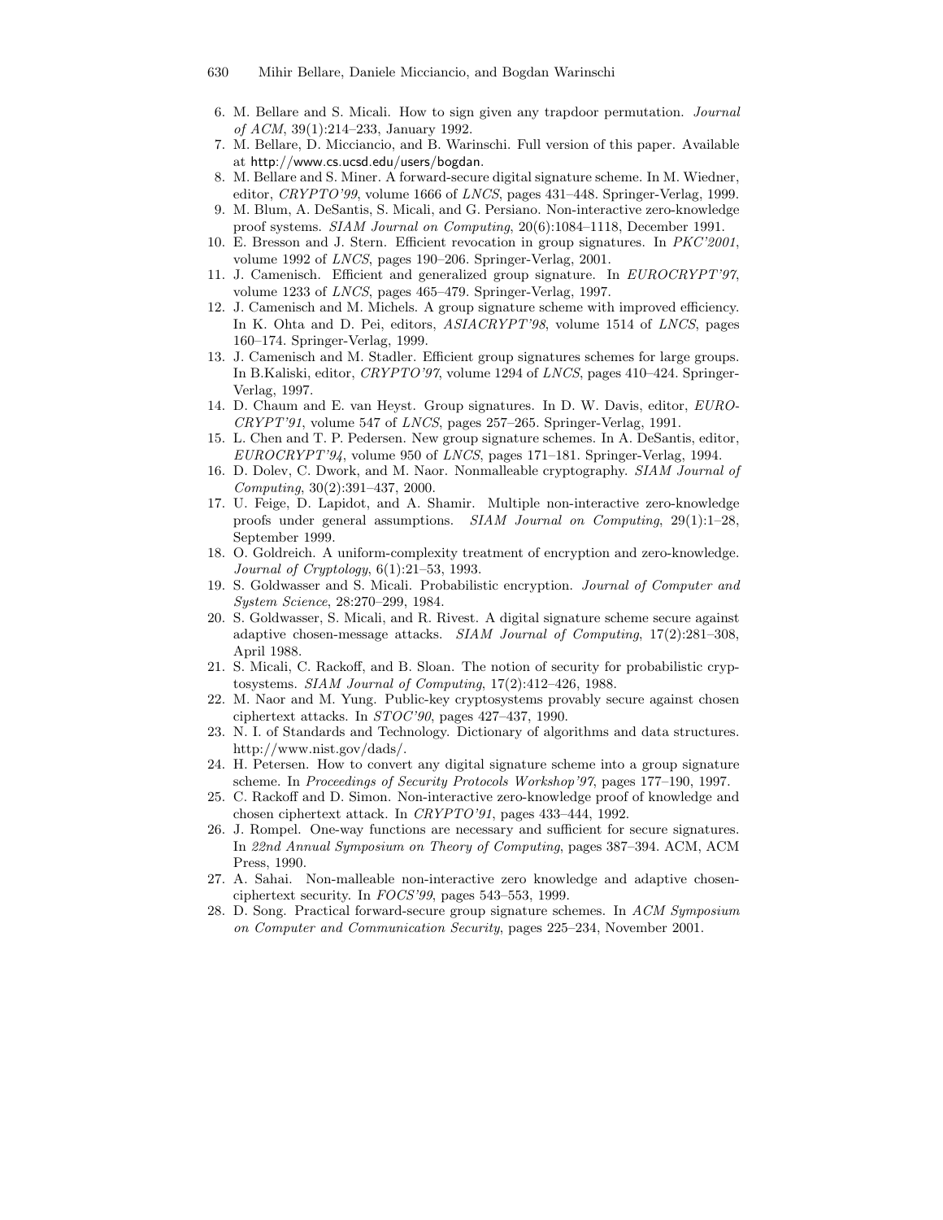6. M. Bellare and S. Micali. How to sign given any trapdoor permutation. *Journal of ACM*, 39(1):214–233, January 1992.
7. M. Bellare, D. Micciancio, and B. Warinschi. Full version of this paper. Available at http://www.cs.ucsd.edu/users/bogdan.
8. M. Bellare and S. Miner. A forward-secure digital signature scheme. In M. Wiedner, editor, *CRYPTO'99*, volume 1666 of *LNCS*, pages 431–448. Springer-Verlag, 1999.
9. M. Blum, A. DeSantis, S. Micali, and G. Persiano. Non-interactive zero-knowledge proof systems. *SIAM Journal on Computing*, 20(6):1084–1118, December 1991.
10. E. Bresson and J. Stern. Efficient revocation in group signatures. In *PKC'2001*, volume 1992 of *LNCS*, pages 190–206. Springer-Verlag, 2001.
11. J. Camenisch. Efficient and generalized group signature. In *EUROCRYPT'97*, volume 1233 of *LNCS*, pages 465–479. Springer-Verlag, 1997.
12. J. Camenisch and M. Michels. A group signature scheme with improved efficiency. In K. Ohta and D. Pei, editors, *ASIACRYPT'98*, volume 1514 of *LNCS*, pages 160–174. Springer-Verlag, 1999.
13. J. Camenisch and M. Stadler. Efficient group signatures schemes for large groups. In B.Kaliski, editor, *CRYPTO'97*, volume 1294 of *LNCS*, pages 410–424. Springer-Verlag, 1997.
14. D. Chaum and E. van Heyst. Group signatures. In D. W. Davis, editor, *EUROCRYPT'91*, volume 547 of *LNCS*, pages 257–265. Springer-Verlag, 1991.
15. L. Chen and T. P. Pedersen. New group signature schemes. In A. DeSantis, editor, *EUROCRYPT'94*, volume 950 of *LNCS*, pages 171–181. Springer-Verlag, 1994.
16. D. Dolev, C. Dwork, and M. Naor. Nonmalleable cryptography. *SIAM Journal of Computing*, 30(2):391–437, 2000.
17. U. Feige, D. Lapidot, and A. Shamir. Multiple non-interactive zero-knowledge proofs under general assumptions. *SIAM Journal on Computing*, 29(1):1–28, September 1999.
18. O. Goldreich. A uniform-complexity treatment of encryption and zero-knowledge. *Journal of Cryptology*, 6(1):21–53, 1993.
19. S. Goldwasser and S. Micali. Probabilistic encryption. *Journal of Computer and System Science*, 28:270–299, 1984.
20. S. Goldwasser, S. Micali, and R. Rivest. A digital signature scheme secure against adaptive chosen-message attacks. *SIAM Journal of Computing*, 17(2):281–308, April 1988.
21. S. Micali, C. Rackoff, and B. Sloan. The notion of security for probabilistic cryptosystems. *SIAM Journal of Computing*, 17(2):412–426, 1988.
22. M. Naor and M. Yung. Public-key cryptosystems provably secure against chosen ciphertext attacks. In *STOC'90*, pages 427–437, 1990.
23. N. I. of Standards and Technology. Dictionary of algorithms and data structures. http://www.nist.gov/dads/.
24. H. Petersen. How to convert any digital signature scheme into a group signature scheme. In *Proceedings of Security Protocols Workshop'97*, pages 177–190, 1997.
25. C. Rackoff and D. Simon. Non-interactive zero-knowledge proof of knowledge and chosen ciphertext attack. In *CRYPTO'91*, pages 433–444, 1992.
26. J. Rompel. One-way functions are necessary and sufficient for secure signatures. In *22nd Annual Symposium on Theory of Computing*, pages 387–394. ACM, ACM Press, 1990.
27. A. Sahai. Non-malleable non-interactive zero knowledge and adaptive chosen-ciphertext security. In *FOCS'99*, pages 543–553, 1999.
28. D. Song. Practical forward-secure group signature schemes. In *ACM Symposium on Computer and Communication Security*, pages 225–234, November 2001.